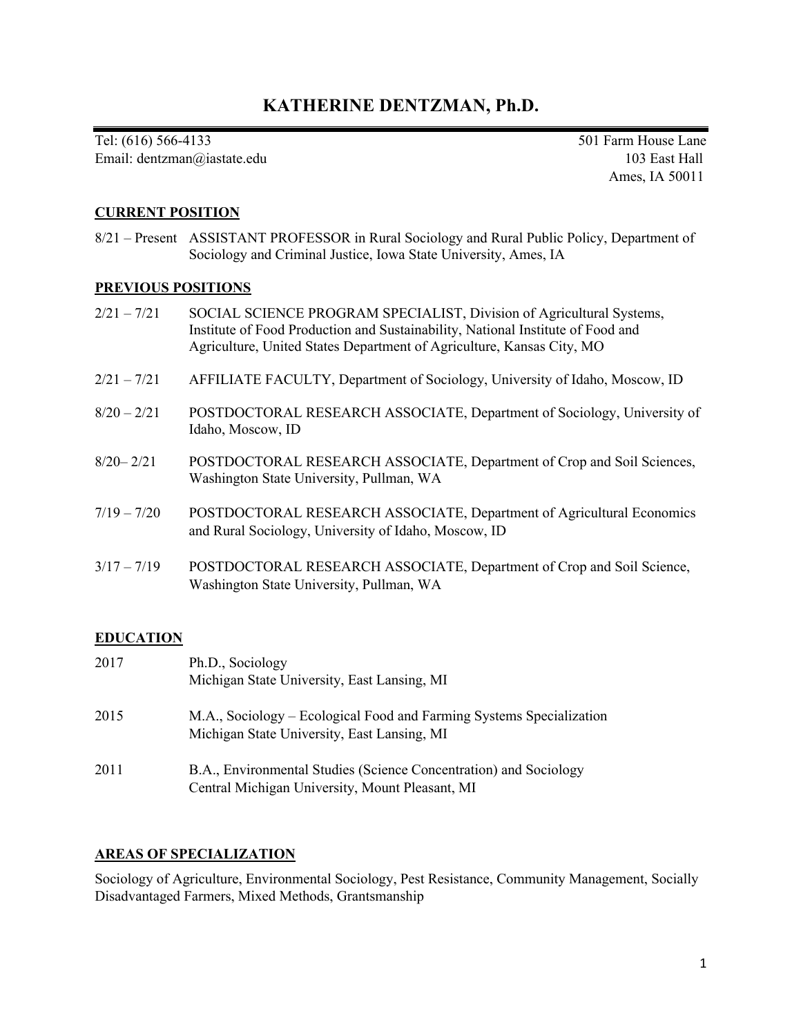# KATHERINE DENTZMAN, Ph.D.

Tel: (616) 566-4133
Email: dentzman@iastate.edu

501 Farm House Lane
103 East Hall
Ames, IA 50011

## CURRENT POSITION

8/21 – Present ASSISTANT PROFESSOR in Rural Sociology and Rural Public Policy, Department of Sociology and Criminal Justice, Iowa State University, Ames, IA

## PREVIOUS POSITIONS

2/21 – 7/21 SOCIAL SCIENCE PROGRAM SPECIALIST, Division of Agricultural Systems, Institute of Food Production and Sustainability, National Institute of Food and Agriculture, United States Department of Agriculture, Kansas City, MO

2/21 – 7/21 AFFILIATE FACULTY, Department of Sociology, University of Idaho, Moscow, ID

8/20 – 2/21 POSTDOCTORAL RESEARCH ASSOCIATE, Department of Sociology, University of Idaho, Moscow, ID

8/20– 2/21 POSTDOCTORAL RESEARCH ASSOCIATE, Department of Crop and Soil Sciences, Washington State University, Pullman, WA

7/19 – 7/20 POSTDOCTORAL RESEARCH ASSOCIATE, Department of Agricultural Economics and Rural Sociology, University of Idaho, Moscow, ID

3/17 – 7/19 POSTDOCTORAL RESEARCH ASSOCIATE, Department of Crop and Soil Science, Washington State University, Pullman, WA

## EDUCATION

2017 Ph.D., Sociology
Michigan State University, East Lansing, MI

2015 M.A., Sociology – Ecological Food and Farming Systems Specialization
Michigan State University, East Lansing, MI

2011 B.A., Environmental Studies (Science Concentration) and Sociology
Central Michigan University, Mount Pleasant, MI

## AREAS OF SPECIALIZATION

Sociology of Agriculture, Environmental Sociology, Pest Resistance, Community Management, Socially Disadvantaged Farmers, Mixed Methods, Grantsmanship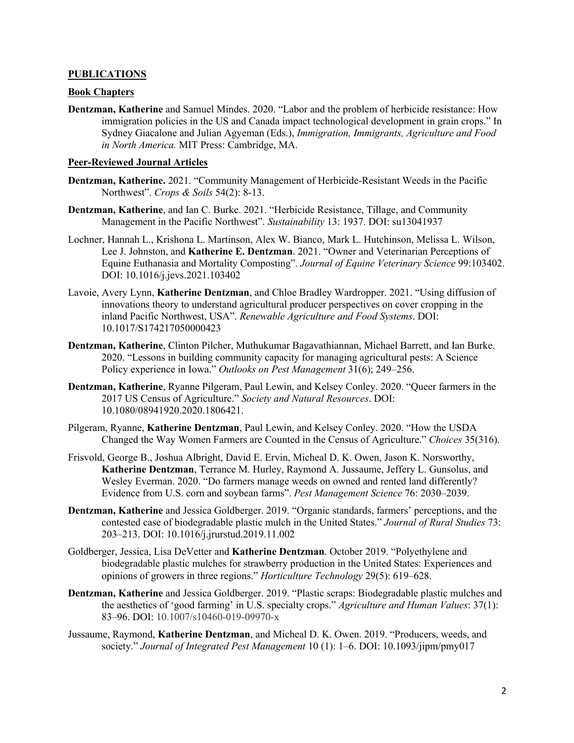## PUBLICATIONS

### Book Chapters

**Dentzman, Katherine** and Samuel Mindes. 2020. "Labor and the problem of herbicide resistance: How immigration policies in the US and Canada impact technological development in grain crops." In Sydney Giacalone and Julian Agyeman (Eds.), *Immigration, Immigrants, Agriculture and Food in North America.* MIT Press: Cambridge, MA.

### Peer-Reviewed Journal Articles

**Dentzman, Katherine.** 2021. "Community Management of Herbicide-Resistant Weeds in the Pacific Northwest". *Crops & Soils* 54(2): 8-13.

**Dentzman, Katherine**, and Ian C. Burke. 2021. "Herbicide Resistance, Tillage, and Community Management in the Pacific Northwest". *Sustainability* 13: 1937. DOI: su13041937

Lochner, Hannah L., Krishona L. Martinson, Alex W. Bianco, Mark L. Hutchinson, Melissa L. Wilson, Lee J. Johnston, and **Katherine E. Dentzman**. 2021. "Owner and Veterinarian Perceptions of Equine Euthanasia and Mortality Composting". *Journal of Equine Veterinary Science* 99:103402. DOI: 10.1016/j.jevs.2021.103402

Lavoie, Avery Lynn, **Katherine Dentzman**, and Chloe Bradley Wardropper. 2021. "Using diffusion of innovations theory to understand agricultural producer perspectives on cover cropping in the inland Pacific Northwest, USA". *Renewable Agriculture and Food Systems*. DOI: 10.1017/S174217050000423

**Dentzman, Katherine**, Clinton Pilcher, Muthukumar Bagavathiannan, Michael Barrett, and Ian Burke. 2020. "Lessons in building community capacity for managing agricultural pests: A Science Policy experience in Iowa." *Outlooks on Pest Management* 31(6); 249–256.

**Dentzman, Katherine**, Ryanne Pilgeram, Paul Lewin, and Kelsey Conley. 2020. "Queer farmers in the 2017 US Census of Agriculture." *Society and Natural Resources*. DOI: 10.1080/08941920.2020.1806421.

Pilgeram, Ryanne, **Katherine Dentzman**, Paul Lewin, and Kelsey Conley. 2020. "How the USDA Changed the Way Women Farmers are Counted in the Census of Agriculture." *Choices* 35(316).

Frisvold, George B., Joshua Albright, David E. Ervin, Micheal D. K. Owen, Jason K. Norsworthy, **Katherine Dentzman**, Terrance M. Hurley, Raymond A. Jussaume, Jeffery L. Gunsolus, and Wesley Everman. 2020. "Do farmers manage weeds on owned and rented land differently? Evidence from U.S. corn and soybean farms". *Pest Management Science* 76: 2030–2039.

**Dentzman, Katherine** and Jessica Goldberger. 2019. "Organic standards, farmers' perceptions, and the contested case of biodegradable plastic mulch in the United States." *Journal of Rural Studies* 73: 203–213. DOI: 10.1016/j.jrurstud.2019.11.002

Goldberger, Jessica, Lisa DeVetter and **Katherine Dentzman**. October 2019. "Polyethylene and biodegradable plastic mulches for strawberry production in the United States: Experiences and opinions of growers in three regions." *Horticulture Technology* 29(5): 619–628.

**Dentzman, Katherine** and Jessica Goldberger. 2019. "Plastic scraps: Biodegradable plastic mulches and the aesthetics of 'good farming' in U.S. specialty crops." *Agriculture and Human Values*: 37(1): 83–96. DOI: 10.1007/s10460-019-09970-x

Jussaume, Raymond, **Katherine Dentzman**, and Micheal D. K. Owen. 2019. "Producers, weeds, and society." *Journal of Integrated Pest Management* 10 (1): 1–6. DOI: 10.1093/jipm/pmy017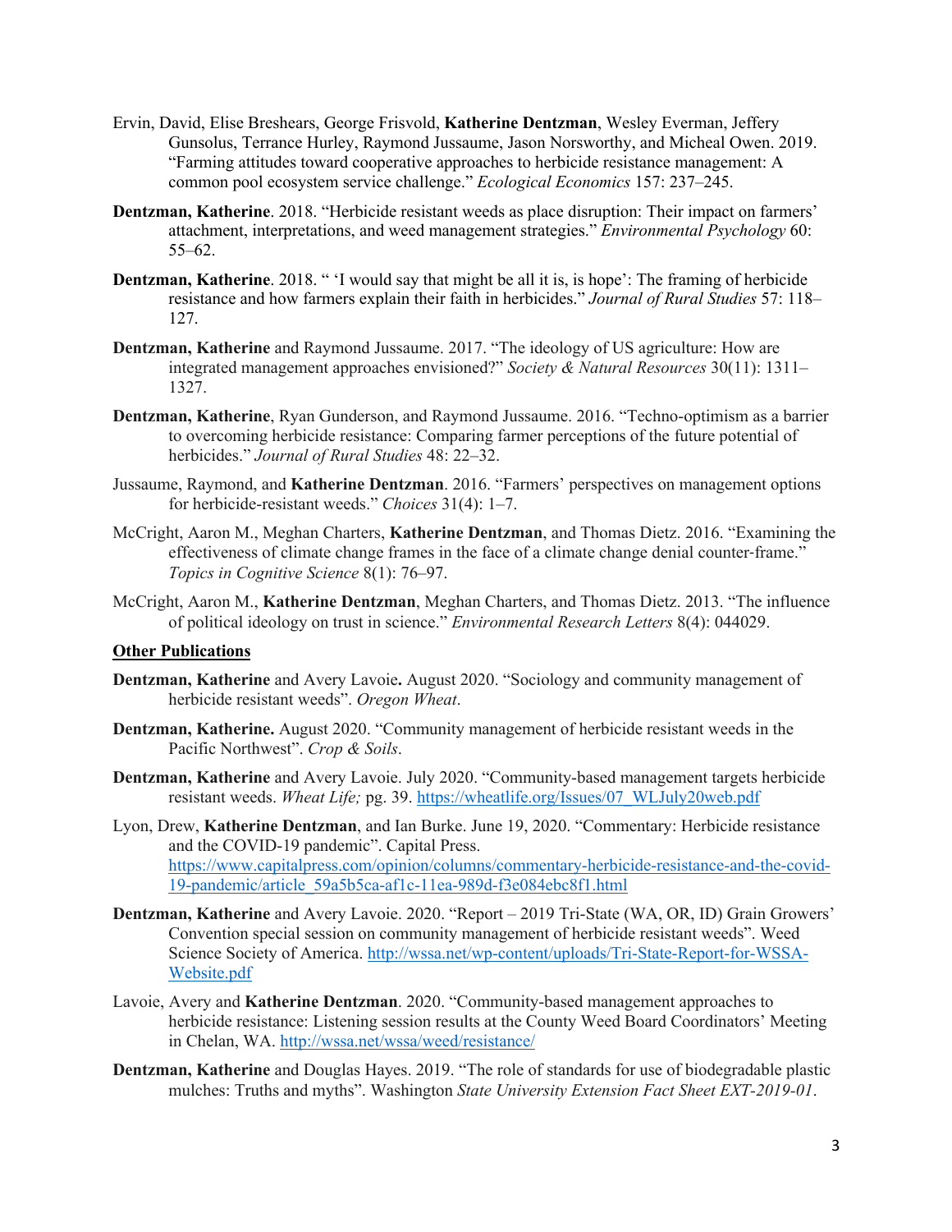Ervin, David, Elise Breshears, George Frisvold, **Katherine Dentzman**, Wesley Everman, Jeffery Gunsolus, Terrance Hurley, Raymond Jussaume, Jason Norsworthy, and Micheal Owen. 2019. "Farming attitudes toward cooperative approaches to herbicide resistance management: A common pool ecosystem service challenge." *Ecological Economics* 157: 237–245.

**Dentzman, Katherine**. 2018. "Herbicide resistant weeds as place disruption: Their impact on farmers' attachment, interpretations, and weed management strategies." *Environmental Psychology* 60: 55–62.

**Dentzman, Katherine**. 2018. " 'I would say that might be all it is, is hope': The framing of herbicide resistance and how farmers explain their faith in herbicides." *Journal of Rural Studies* 57: 118–127.

**Dentzman, Katherine** and Raymond Jussaume. 2017. "The ideology of US agriculture: How are integrated management approaches envisioned?" *Society & Natural Resources* 30(11): 1311–1327.

**Dentzman, Katherine**, Ryan Gunderson, and Raymond Jussaume. 2016. "Techno-optimism as a barrier to overcoming herbicide resistance: Comparing farmer perceptions of the future potential of herbicides." *Journal of Rural Studies* 48: 22–32.

Jussaume, Raymond, and **Katherine Dentzman**. 2016. "Farmers' perspectives on management options for herbicide-resistant weeds." *Choices* 31(4): 1–7.

McCright, Aaron M., Meghan Charters, **Katherine Dentzman**, and Thomas Dietz. 2016. "Examining the effectiveness of climate change frames in the face of a climate change denial counter-frame." *Topics in Cognitive Science* 8(1): 76–97.

McCright, Aaron M., **Katherine Dentzman**, Meghan Charters, and Thomas Dietz. 2013. "The influence of political ideology on trust in science." *Environmental Research Letters* 8(4): 044029.

**Other Publications**

**Dentzman, Katherine** and Avery Lavoie**.** August 2020. "Sociology and community management of herbicide resistant weeds". *Oregon Wheat*.

**Dentzman, Katherine.** August 2020. "Community management of herbicide resistant weeds in the Pacific Northwest". *Crop & Soils*.

**Dentzman, Katherine** and Avery Lavoie. July 2020. "Community-based management targets herbicide resistant weeds. *Wheat Life;* pg. 39. https://wheatlife.org/Issues/07_WLJuly20web.pdf

Lyon, Drew, **Katherine Dentzman**, and Ian Burke. June 19, 2020. "Commentary: Herbicide resistance and the COVID-19 pandemic". Capital Press. https://www.capitalpress.com/opinion/columns/commentary-herbicide-resistance-and-the-covid-19-pandemic/article_59a5b5ca-af1c-11ea-989d-f3e084ebc8f1.html

**Dentzman, Katherine** and Avery Lavoie. 2020. "Report – 2019 Tri-State (WA, OR, ID) Grain Growers' Convention special session on community management of herbicide resistant weeds". Weed Science Society of America. http://wssa.net/wp-content/uploads/Tri-State-Report-for-WSSA-Website.pdf

Lavoie, Avery and **Katherine Dentzman**. 2020. "Community-based management approaches to herbicide resistance: Listening session results at the County Weed Board Coordinators' Meeting in Chelan, WA. http://wssa.net/wssa/weed/resistance/

**Dentzman, Katherine** and Douglas Hayes. 2019. "The role of standards for use of biodegradable plastic mulches: Truths and myths". Washington *State University Extension Fact Sheet EXT-2019-01*.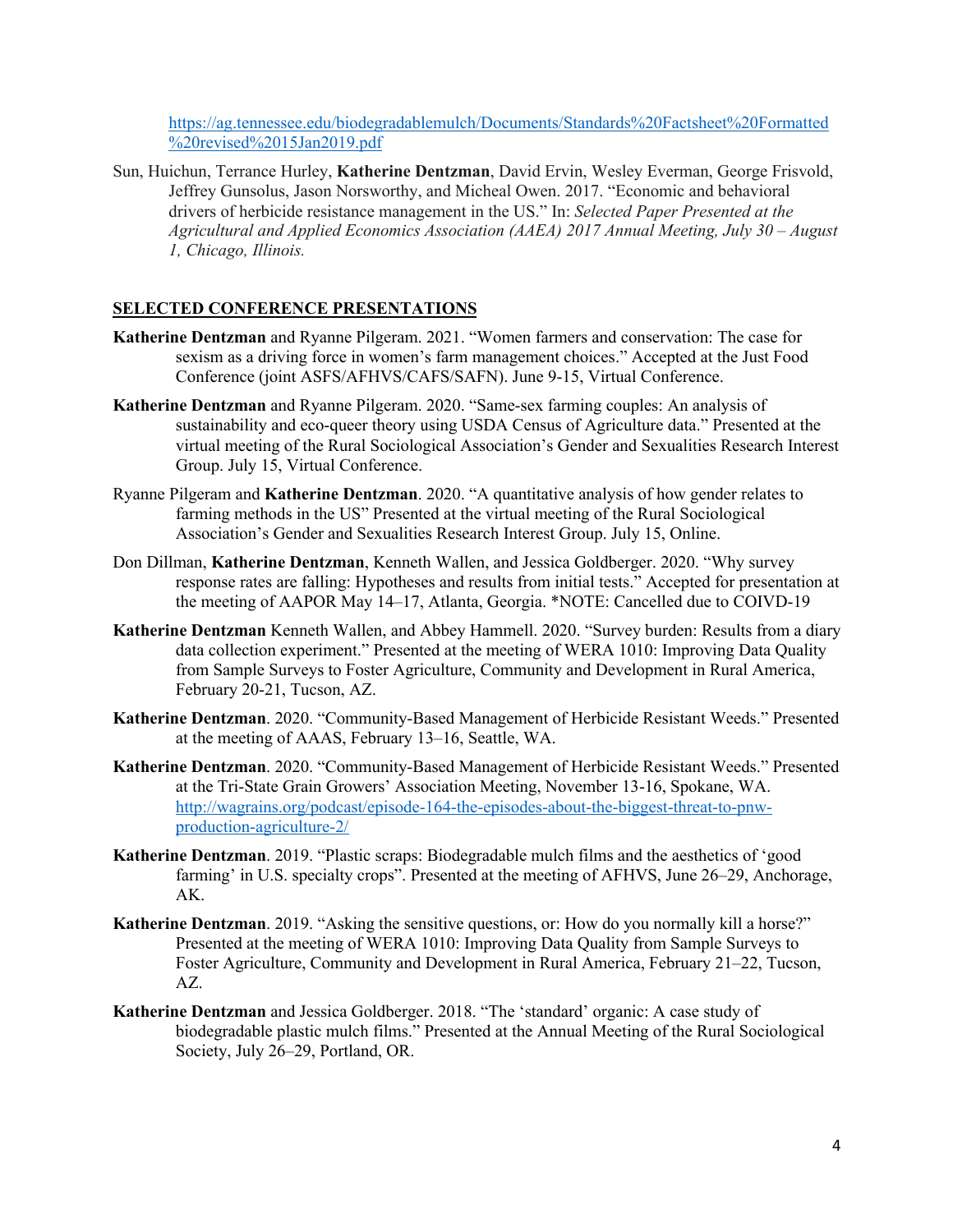https://ag.tennessee.edu/biodegradablemulch/Documents/Standards%20Factsheet%20Formatted%20revised%2015Jan2019.pdf

Sun, Huichun, Terrance Hurley, **Katherine Dentzman**, David Ervin, Wesley Everman, George Frisvold, Jeffrey Gunsolus, Jason Norsworthy, and Micheal Owen. 2017. "Economic and behavioral drivers of herbicide resistance management in the US." In: *Selected Paper Presented at the Agricultural and Applied Economics Association (AAEA) 2017 Annual Meeting, July 30 – August 1, Chicago, Illinois.*

## SELECTED CONFERENCE PRESENTATIONS

**Katherine Dentzman** and Ryanne Pilgeram. 2021. "Women farmers and conservation: The case for sexism as a driving force in women's farm management choices." Accepted at the Just Food Conference (joint ASFS/AFHVS/CAFS/SAFN). June 9-15, Virtual Conference.

**Katherine Dentzman** and Ryanne Pilgeram. 2020. "Same-sex farming couples: An analysis of sustainability and eco-queer theory using USDA Census of Agriculture data." Presented at the virtual meeting of the Rural Sociological Association's Gender and Sexualities Research Interest Group. July 15, Virtual Conference.

Ryanne Pilgeram and **Katherine Dentzman**. 2020. "A quantitative analysis of how gender relates to farming methods in the US" Presented at the virtual meeting of the Rural Sociological Association's Gender and Sexualities Research Interest Group. July 15, Online.

Don Dillman, **Katherine Dentzman**, Kenneth Wallen, and Jessica Goldberger. 2020. "Why survey response rates are falling: Hypotheses and results from initial tests." Accepted for presentation at the meeting of AAPOR May 14–17, Atlanta, Georgia. *NOTE: Cancelled due to COIVD-19

**Katherine Dentzman** Kenneth Wallen, and Abbey Hammell. 2020. "Survey burden: Results from a diary data collection experiment." Presented at the meeting of WERA 1010: Improving Data Quality from Sample Surveys to Foster Agriculture, Community and Development in Rural America, February 20-21, Tucson, AZ.

**Katherine Dentzman**. 2020. "Community-Based Management of Herbicide Resistant Weeds." Presented at the meeting of AAAS, February 13–16, Seattle, WA.

**Katherine Dentzman**. 2020. "Community-Based Management of Herbicide Resistant Weeds." Presented at the Tri-State Grain Growers' Association Meeting, November 13-16, Spokane, WA. http://wagrains.org/podcast/episode-164-the-episodes-about-the-biggest-threat-to-pnw-production-agriculture-2/

**Katherine Dentzman**. 2019. "Plastic scraps: Biodegradable mulch films and the aesthetics of 'good farming' in U.S. specialty crops". Presented at the meeting of AFHVS, June 26–29, Anchorage, AK.

**Katherine Dentzman**. 2019. "Asking the sensitive questions, or: How do you normally kill a horse?" Presented at the meeting of WERA 1010: Improving Data Quality from Sample Surveys to Foster Agriculture, Community and Development in Rural America, February 21–22, Tucson, AZ.

**Katherine Dentzman** and Jessica Goldberger. 2018. "The 'standard' organic: A case study of biodegradable plastic mulch films." Presented at the Annual Meeting of the Rural Sociological Society, July 26–29, Portland, OR.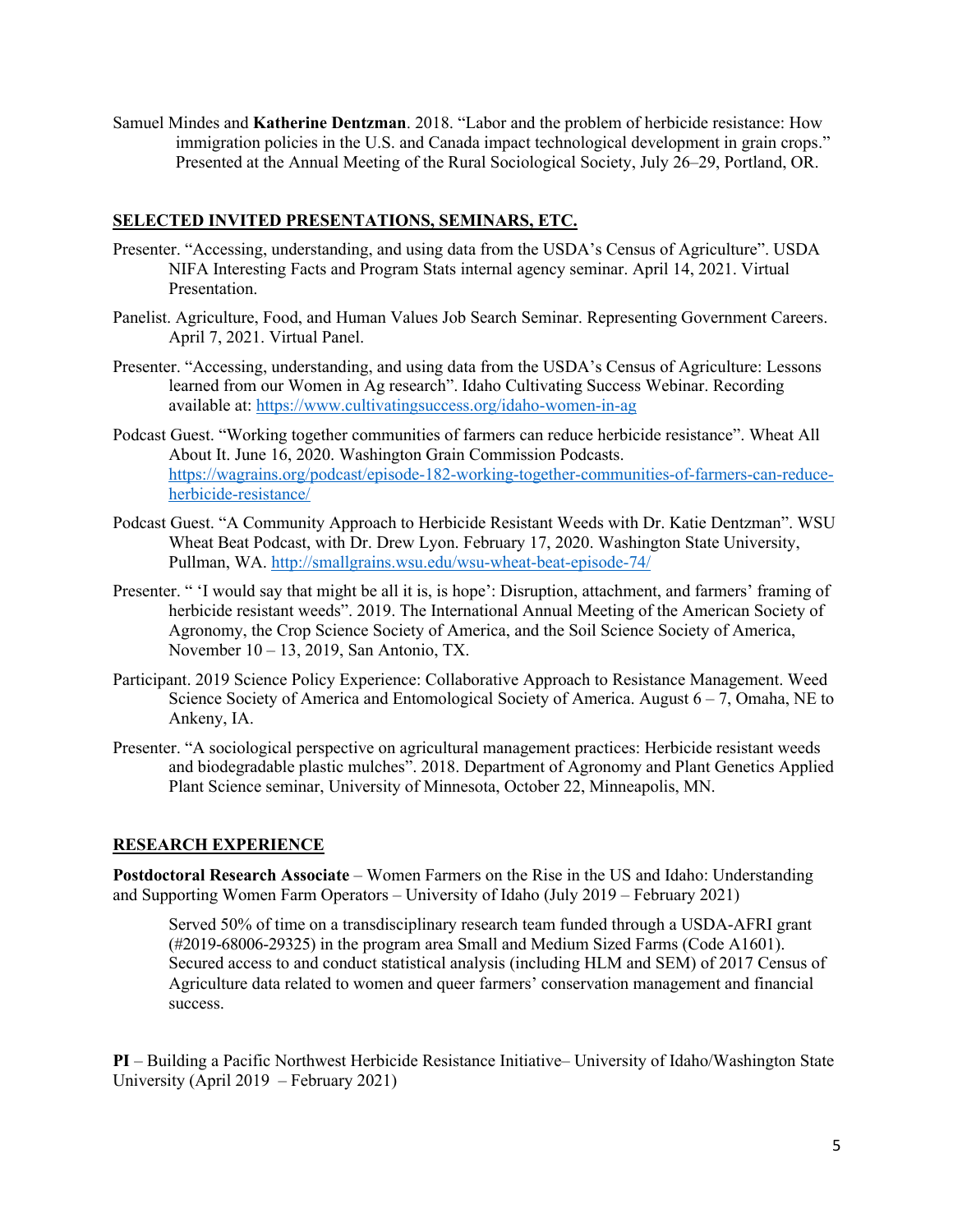Samuel Mindes and **Katherine Dentzman**. 2018. "Labor and the problem of herbicide resistance: How immigration policies in the U.S. and Canada impact technological development in grain crops." Presented at the Annual Meeting of the Rural Sociological Society, July 26–29, Portland, OR.

## SELECTED INVITED PRESENTATIONS, SEMINARS, ETC.

Presenter. "Accessing, understanding, and using data from the USDA's Census of Agriculture". USDA NIFA Interesting Facts and Program Stats internal agency seminar. April 14, 2021. Virtual Presentation.

Panelist. Agriculture, Food, and Human Values Job Search Seminar. Representing Government Careers. April 7, 2021. Virtual Panel.

Presenter. "Accessing, understanding, and using data from the USDA's Census of Agriculture: Lessons learned from our Women in Ag research". Idaho Cultivating Success Webinar. Recording available at: https://www.cultivatingsuccess.org/idaho-women-in-ag

Podcast Guest. "Working together communities of farmers can reduce herbicide resistance". Wheat All About It. June 16, 2020. Washington Grain Commission Podcasts. https://wagrains.org/podcast/episode-182-working-together-communities-of-farmers-can-reduce-herbicide-resistance/

Podcast Guest. "A Community Approach to Herbicide Resistant Weeds with Dr. Katie Dentzman". WSU Wheat Beat Podcast, with Dr. Drew Lyon. February 17, 2020. Washington State University, Pullman, WA. http://smallgrains.wsu.edu/wsu-wheat-beat-episode-74/

Presenter. " 'I would say that might be all it is, is hope': Disruption, attachment, and farmers' framing of herbicide resistant weeds". 2019. The International Annual Meeting of the American Society of Agronomy, the Crop Science Society of America, and the Soil Science Society of America, November 10 – 13, 2019, San Antonio, TX.

Participant. 2019 Science Policy Experience: Collaborative Approach to Resistance Management. Weed Science Society of America and Entomological Society of America. August 6 – 7, Omaha, NE to Ankeny, IA.

Presenter. "A sociological perspective on agricultural management practices: Herbicide resistant weeds and biodegradable plastic mulches". 2018. Department of Agronomy and Plant Genetics Applied Plant Science seminar, University of Minnesota, October 22, Minneapolis, MN.

## RESEARCH EXPERIENCE

**Postdoctoral Research Associate** – Women Farmers on the Rise in the US and Idaho: Understanding and Supporting Women Farm Operators – University of Idaho (July 2019 – February 2021)

Served 50% of time on a transdisciplinary research team funded through a USDA-AFRI grant (#2019-68006-29325) in the program area Small and Medium Sized Farms (Code A1601). Secured access to and conduct statistical analysis (including HLM and SEM) of 2017 Census of Agriculture data related to women and queer farmers' conservation management and financial success.

**PI** – Building a Pacific Northwest Herbicide Resistance Initiative– University of Idaho/Washington State University (April 2019 – February 2021)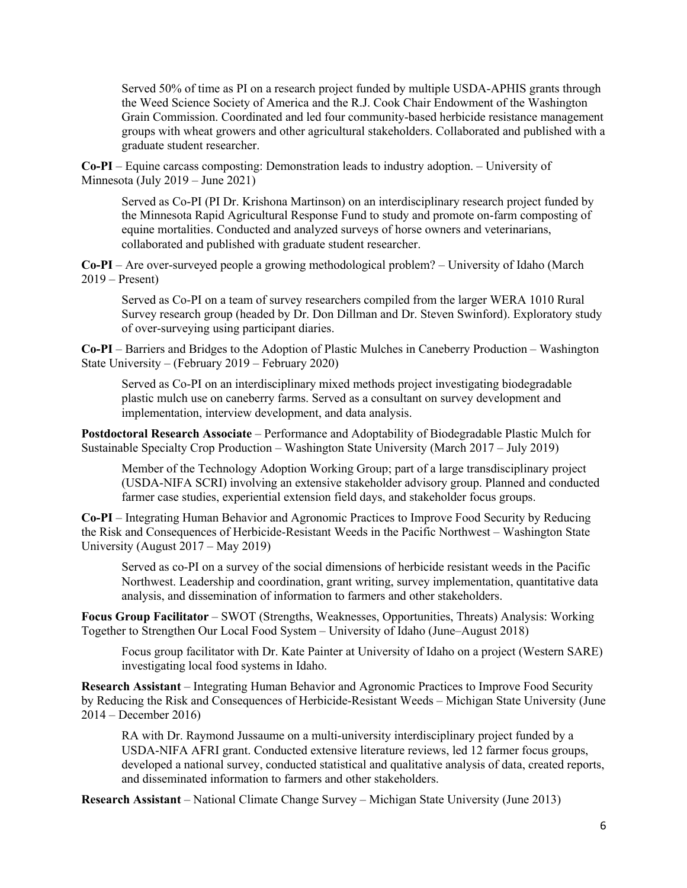Served 50% of time as PI on a research project funded by multiple USDA-APHIS grants through the Weed Science Society of America and the R.J. Cook Chair Endowment of the Washington Grain Commission. Coordinated and led four community-based herbicide resistance management groups with wheat growers and other agricultural stakeholders. Collaborated and published with a graduate student researcher.

**Co-PI** – Equine carcass composting: Demonstration leads to industry adoption. – University of Minnesota (July 2019 – June 2021)

Served as Co-PI (PI Dr. Krishona Martinson) on an interdisciplinary research project funded by the Minnesota Rapid Agricultural Response Fund to study and promote on-farm composting of equine mortalities. Conducted and analyzed surveys of horse owners and veterinarians, collaborated and published with graduate student researcher.

**Co-PI** – Are over-surveyed people a growing methodological problem? – University of Idaho (March 2019 – Present)

Served as Co-PI on a team of survey researchers compiled from the larger WERA 1010 Rural Survey research group (headed by Dr. Don Dillman and Dr. Steven Swinford). Exploratory study of over-surveying using participant diaries.

**Co-PI** – Barriers and Bridges to the Adoption of Plastic Mulches in Caneberry Production – Washington State University – (February 2019 – February 2020)

Served as Co-PI on an interdisciplinary mixed methods project investigating biodegradable plastic mulch use on caneberry farms. Served as a consultant on survey development and implementation, interview development, and data analysis.

**Postdoctoral Research Associate** – Performance and Adoptability of Biodegradable Plastic Mulch for Sustainable Specialty Crop Production – Washington State University (March 2017 – July 2019)

Member of the Technology Adoption Working Group; part of a large transdisciplinary project (USDA-NIFA SCRI) involving an extensive stakeholder advisory group. Planned and conducted farmer case studies, experiential extension field days, and stakeholder focus groups.

**Co-PI** – Integrating Human Behavior and Agronomic Practices to Improve Food Security by Reducing the Risk and Consequences of Herbicide-Resistant Weeds in the Pacific Northwest – Washington State University (August 2017 – May 2019)

Served as co-PI on a survey of the social dimensions of herbicide resistant weeds in the Pacific Northwest. Leadership and coordination, grant writing, survey implementation, quantitative data analysis, and dissemination of information to farmers and other stakeholders.

**Focus Group Facilitator** – SWOT (Strengths, Weaknesses, Opportunities, Threats) Analysis: Working Together to Strengthen Our Local Food System – University of Idaho (June–August 2018)

Focus group facilitator with Dr. Kate Painter at University of Idaho on a project (Western SARE) investigating local food systems in Idaho.

**Research Assistant** – Integrating Human Behavior and Agronomic Practices to Improve Food Security by Reducing the Risk and Consequences of Herbicide-Resistant Weeds – Michigan State University (June 2014 – December 2016)

RA with Dr. Raymond Jussaume on a multi-university interdisciplinary project funded by a USDA-NIFA AFRI grant. Conducted extensive literature reviews, led 12 farmer focus groups, developed a national survey, conducted statistical and qualitative analysis of data, created reports, and disseminated information to farmers and other stakeholders.

**Research Assistant** – National Climate Change Survey – Michigan State University (June 2013)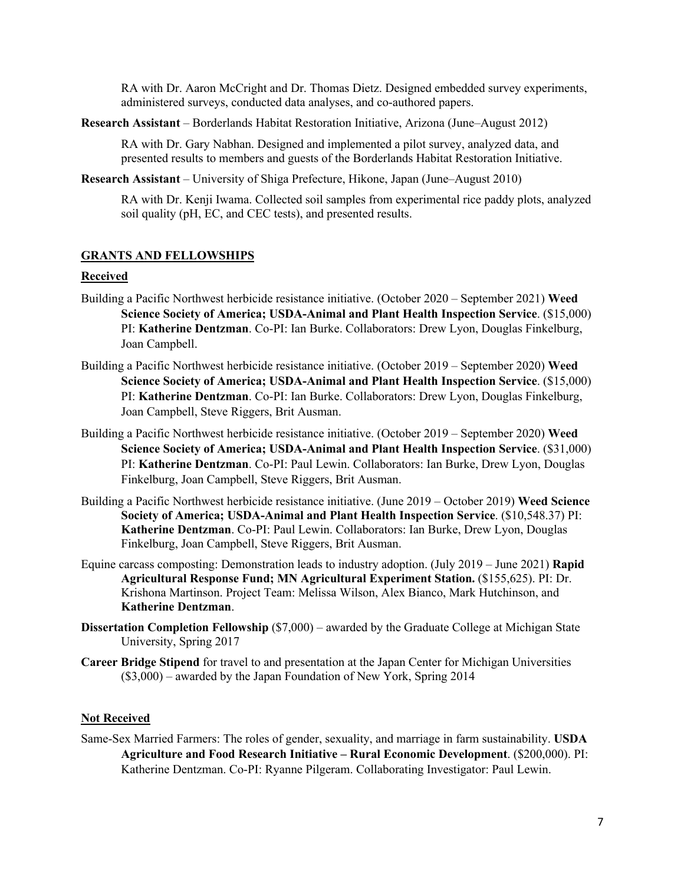RA with Dr. Aaron McCright and Dr. Thomas Dietz. Designed embedded survey experiments, administered surveys, conducted data analyses, and co-authored papers.

**Research Assistant** – Borderlands Habitat Restoration Initiative, Arizona (June–August 2012)

RA with Dr. Gary Nabhan. Designed and implemented a pilot survey, analyzed data, and presented results to members and guests of the Borderlands Habitat Restoration Initiative.

**Research Assistant** – University of Shiga Prefecture, Hikone, Japan (June–August 2010)

RA with Dr. Kenji Iwama. Collected soil samples from experimental rice paddy plots, analyzed soil quality (pH, EC, and CEC tests), and presented results.

## GRANTS AND FELLOWSHIPS

### Received

Building a Pacific Northwest herbicide resistance initiative. (October 2020 – September 2021) **Weed Science Society of America; USDA-Animal and Plant Health Inspection Service**. ($15,000) PI: **Katherine Dentzman**. Co-PI: Ian Burke. Collaborators: Drew Lyon, Douglas Finkelburg, Joan Campbell.

Building a Pacific Northwest herbicide resistance initiative. (October 2019 – September 2020) **Weed Science Society of America; USDA-Animal and Plant Health Inspection Service**. ($15,000) PI: **Katherine Dentzman**. Co-PI: Ian Burke. Collaborators: Drew Lyon, Douglas Finkelburg, Joan Campbell, Steve Riggers, Brit Ausman.

Building a Pacific Northwest herbicide resistance initiative. (October 2019 – September 2020) **Weed Science Society of America; USDA-Animal and Plant Health Inspection Service**. ($31,000) PI: **Katherine Dentzman**. Co-PI: Paul Lewin. Collaborators: Ian Burke, Drew Lyon, Douglas Finkelburg, Joan Campbell, Steve Riggers, Brit Ausman.

Building a Pacific Northwest herbicide resistance initiative. (June 2019 – October 2019) **Weed Science Society of America; USDA-Animal and Plant Health Inspection Service**. ($10,548.37) PI: **Katherine Dentzman**. Co-PI: Paul Lewin. Collaborators: Ian Burke, Drew Lyon, Douglas Finkelburg, Joan Campbell, Steve Riggers, Brit Ausman.

Equine carcass composting: Demonstration leads to industry adoption. (July 2019 – June 2021) **Rapid Agricultural Response Fund; MN Agricultural Experiment Station.** ($155,625). PI: Dr. Krishona Martinson. Project Team: Melissa Wilson, Alex Bianco, Mark Hutchinson, and **Katherine Dentzman**.

**Dissertation Completion Fellowship** ($7,000) – awarded by the Graduate College at Michigan State University, Spring 2017

**Career Bridge Stipend** for travel to and presentation at the Japan Center for Michigan Universities ($3,000) – awarded by the Japan Foundation of New York, Spring 2014

### Not Received

Same-Sex Married Farmers: The roles of gender, sexuality, and marriage in farm sustainability. **USDA Agriculture and Food Research Initiative – Rural Economic Development**. ($200,000). PI: Katherine Dentzman. Co-PI: Ryanne Pilgeram. Collaborating Investigator: Paul Lewin.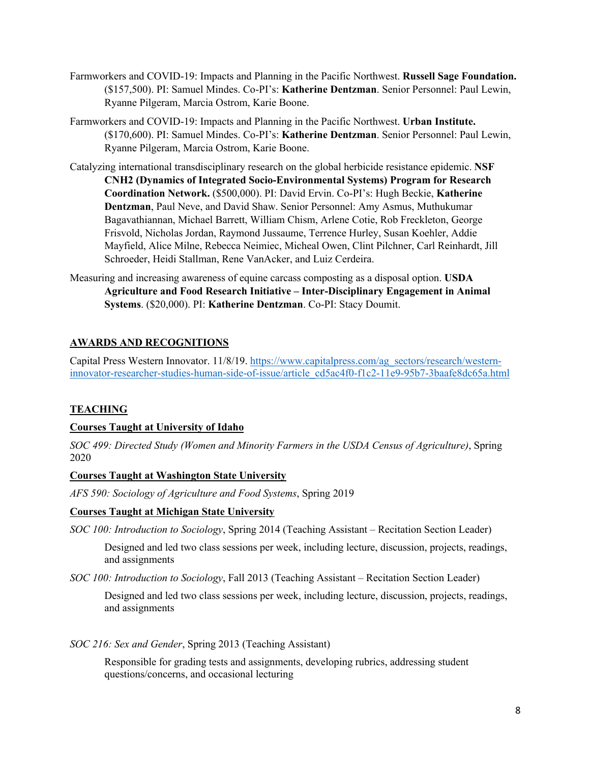Farmworkers and COVID-19: Impacts and Planning in the Pacific Northwest. **Russell Sage Foundation.** ($157,500). PI: Samuel Mindes. Co-PI's: **Katherine Dentzman**. Senior Personnel: Paul Lewin, Ryanne Pilgeram, Marcia Ostrom, Karie Boone.

Farmworkers and COVID-19: Impacts and Planning in the Pacific Northwest. **Urban Institute.** ($170,600). PI: Samuel Mindes. Co-PI's: **Katherine Dentzman**. Senior Personnel: Paul Lewin, Ryanne Pilgeram, Marcia Ostrom, Karie Boone.

Catalyzing international transdisciplinary research on the global herbicide resistance epidemic. **NSF CNH2 (Dynamics of Integrated Socio-Environmental Systems) Program for Research Coordination Network.** ($500,000). PI: David Ervin. Co-PI's: Hugh Beckie, **Katherine Dentzman**, Paul Neve, and David Shaw. Senior Personnel: Amy Asmus, Muthukumar Bagavathiannan, Michael Barrett, William Chism, Arlene Cotie, Rob Freckleton, George Frisvold, Nicholas Jordan, Raymond Jussaume, Terrence Hurley, Susan Koehler, Addie Mayfield, Alice Milne, Rebecca Neimiec, Micheal Owen, Clint Pilchner, Carl Reinhardt, Jill Schroeder, Heidi Stallman, Rene VanAcker, and Luiz Cerdeira.

Measuring and increasing awareness of equine carcass composting as a disposal option. **USDA Agriculture and Food Research Initiative – Inter-Disciplinary Engagement in Animal Systems**. ($20,000). PI: **Katherine Dentzman**. Co-PI: Stacy Doumit.

## AWARDS AND RECOGNITIONS

Capital Press Western Innovator. 11/8/19. https://www.capitalpress.com/ag_sectors/research/western-innovator-researcher-studies-human-side-of-issue/article_cd5ac4f0-f1c2-11e9-95b7-3baafe8dc65a.html

## TEACHING

### Courses Taught at University of Idaho

*SOC 499: Directed Study (Women and Minority Farmers in the USDA Census of Agriculture)*, Spring 2020

### Courses Taught at Washington State University

*AFS 590: Sociology of Agriculture and Food Systems*, Spring 2019

### Courses Taught at Michigan State University

*SOC 100: Introduction to Sociology*, Spring 2014 (Teaching Assistant – Recitation Section Leader)

Designed and led two class sessions per week, including lecture, discussion, projects, readings, and assignments

*SOC 100: Introduction to Sociology*, Fall 2013 (Teaching Assistant – Recitation Section Leader)

Designed and led two class sessions per week, including lecture, discussion, projects, readings, and assignments

*SOC 216: Sex and Gender*, Spring 2013 (Teaching Assistant)

Responsible for grading tests and assignments, developing rubrics, addressing student questions/concerns, and occasional lecturing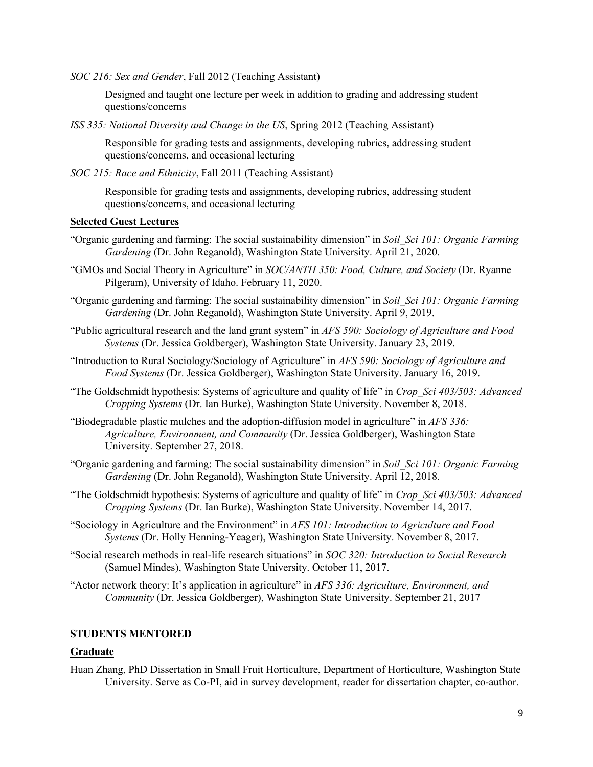*SOC 216: Sex and Gender*, Fall 2012 (Teaching Assistant)

Designed and taught one lecture per week in addition to grading and addressing student questions/concerns

*ISS 335: National Diversity and Change in the US*, Spring 2012 (Teaching Assistant)

Responsible for grading tests and assignments, developing rubrics, addressing student questions/concerns, and occasional lecturing

*SOC 215: Race and Ethnicity*, Fall 2011 (Teaching Assistant)

Responsible for grading tests and assignments, developing rubrics, addressing student questions/concerns, and occasional lecturing

### Selected Guest Lectures

"Organic gardening and farming: The social sustainability dimension" in *Soil_Sci 101: Organic Farming Gardening* (Dr. John Reganold), Washington State University. April 21, 2020.

"GMOs and Social Theory in Agriculture" in *SOC/ANTH 350: Food, Culture, and Society* (Dr. Ryanne Pilgeram), University of Idaho. February 11, 2020.

"Organic gardening and farming: The social sustainability dimension" in *Soil_Sci 101: Organic Farming Gardening* (Dr. John Reganold), Washington State University. April 9, 2019.

"Public agricultural research and the land grant system" in *AFS 590: Sociology of Agriculture and Food Systems* (Dr. Jessica Goldberger), Washington State University. January 23, 2019.

"Introduction to Rural Sociology/Sociology of Agriculture" in *AFS 590: Sociology of Agriculture and Food Systems* (Dr. Jessica Goldberger), Washington State University. January 16, 2019.

"The Goldschmidt hypothesis: Systems of agriculture and quality of life" in *Crop_Sci 403/503: Advanced Cropping Systems* (Dr. Ian Burke), Washington State University. November 8, 2018.

"Biodegradable plastic mulches and the adoption-diffusion model in agriculture" in *AFS 336: Agriculture, Environment, and Community* (Dr. Jessica Goldberger), Washington State University. September 27, 2018.

"Organic gardening and farming: The social sustainability dimension" in *Soil_Sci 101: Organic Farming Gardening* (Dr. John Reganold), Washington State University. April 12, 2018.

"The Goldschmidt hypothesis: Systems of agriculture and quality of life" in *Crop_Sci 403/503: Advanced Cropping Systems* (Dr. Ian Burke), Washington State University. November 14, 2017.

"Sociology in Agriculture and the Environment" in *AFS 101: Introduction to Agriculture and Food Systems* (Dr. Holly Henning-Yeager), Washington State University. November 8, 2017.

"Social research methods in real-life research situations" in *SOC 320: Introduction to Social Research* (Samuel Mindes), Washington State University. October 11, 2017.

"Actor network theory: It's application in agriculture" in *AFS 336: Agriculture, Environment, and Community* (Dr. Jessica Goldberger), Washington State University. September 21, 2017

## STUDENTS MENTORED

### Graduate

Huan Zhang, PhD Dissertation in Small Fruit Horticulture, Department of Horticulture, Washington State University. Serve as Co-PI, aid in survey development, reader for dissertation chapter, co-author.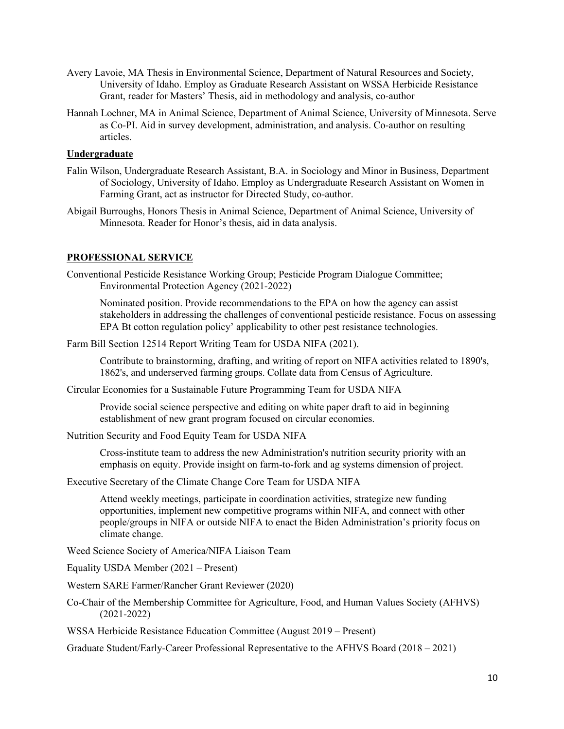Avery Lavoie, MA Thesis in Environmental Science, Department of Natural Resources and Society, University of Idaho. Employ as Graduate Research Assistant on WSSA Herbicide Resistance Grant, reader for Masters' Thesis, aid in methodology and analysis, co-author

Hannah Lochner, MA in Animal Science, Department of Animal Science, University of Minnesota. Serve as Co-PI. Aid in survey development, administration, and analysis. Co-author on resulting articles.

**Undergraduate**

Falin Wilson, Undergraduate Research Assistant, B.A. in Sociology and Minor in Business, Department of Sociology, University of Idaho. Employ as Undergraduate Research Assistant on Women in Farming Grant, act as instructor for Directed Study, co-author.

Abigail Burroughs, Honors Thesis in Animal Science, Department of Animal Science, University of Minnesota. Reader for Honor's thesis, aid in data analysis.

## PROFESSIONAL SERVICE

Conventional Pesticide Resistance Working Group; Pesticide Program Dialogue Committee; Environmental Protection Agency (2021-2022)

Nominated position. Provide recommendations to the EPA on how the agency can assist stakeholders in addressing the challenges of conventional pesticide resistance. Focus on assessing EPA Bt cotton regulation policy' applicability to other pest resistance technologies.

Farm Bill Section 12514 Report Writing Team for USDA NIFA (2021).

Contribute to brainstorming, drafting, and writing of report on NIFA activities related to 1890's, 1862's, and underserved farming groups. Collate data from Census of Agriculture.

Circular Economies for a Sustainable Future Programming Team for USDA NIFA

Provide social science perspective and editing on white paper draft to aid in beginning establishment of new grant program focused on circular economies.

Nutrition Security and Food Equity Team for USDA NIFA

Cross-institute team to address the new Administration's nutrition security priority with an emphasis on equity. Provide insight on farm-to-fork and ag systems dimension of project.

Executive Secretary of the Climate Change Core Team for USDA NIFA

Attend weekly meetings, participate in coordination activities, strategize new funding opportunities, implement new competitive programs within NIFA, and connect with other people/groups in NIFA or outside NIFA to enact the Biden Administration's priority focus on climate change.

Weed Science Society of America/NIFA Liaison Team

Equality USDA Member (2021 – Present)

Western SARE Farmer/Rancher Grant Reviewer (2020)

Co-Chair of the Membership Committee for Agriculture, Food, and Human Values Society (AFHVS) (2021-2022)

WSSA Herbicide Resistance Education Committee (August 2019 – Present)

Graduate Student/Early-Career Professional Representative to the AFHVS Board (2018 – 2021)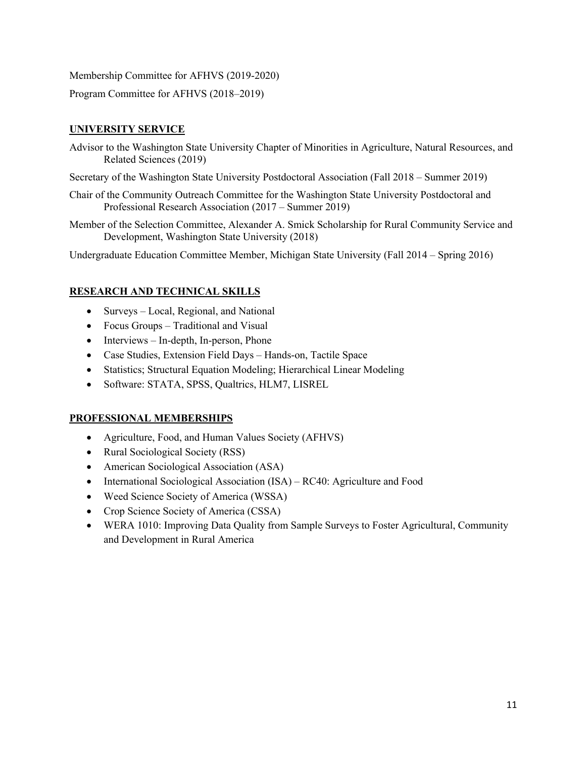Membership Committee for AFHVS (2019-2020)

Program Committee for AFHVS (2018–2019)

## UNIVERSITY SERVICE

Advisor to the Washington State University Chapter of Minorities in Agriculture, Natural Resources, and Related Sciences (2019)

Secretary of the Washington State University Postdoctoral Association (Fall 2018 – Summer 2019)

Chair of the Community Outreach Committee for the Washington State University Postdoctoral and Professional Research Association (2017 – Summer 2019)

Member of the Selection Committee, Alexander A. Smick Scholarship for Rural Community Service and Development, Washington State University (2018)

Undergraduate Education Committee Member, Michigan State University (Fall 2014 – Spring 2016)

## RESEARCH AND TECHNICAL SKILLS

- Surveys – Local, Regional, and National
- Focus Groups – Traditional and Visual
- Interviews – In-depth, In-person, Phone
- Case Studies, Extension Field Days – Hands-on, Tactile Space
- Statistics; Structural Equation Modeling; Hierarchical Linear Modeling
- Software: STATA, SPSS, Qualtrics, HLM7, LISREL

## PROFESSIONAL MEMBERSHIPS

- Agriculture, Food, and Human Values Society (AFHVS)
- Rural Sociological Society (RSS)
- American Sociological Association (ASA)
- International Sociological Association (ISA) – RC40: Agriculture and Food
- Weed Science Society of America (WSSA)
- Crop Science Society of America (CSSA)
- WERA 1010: Improving Data Quality from Sample Surveys to Foster Agricultural, Community and Development in Rural America